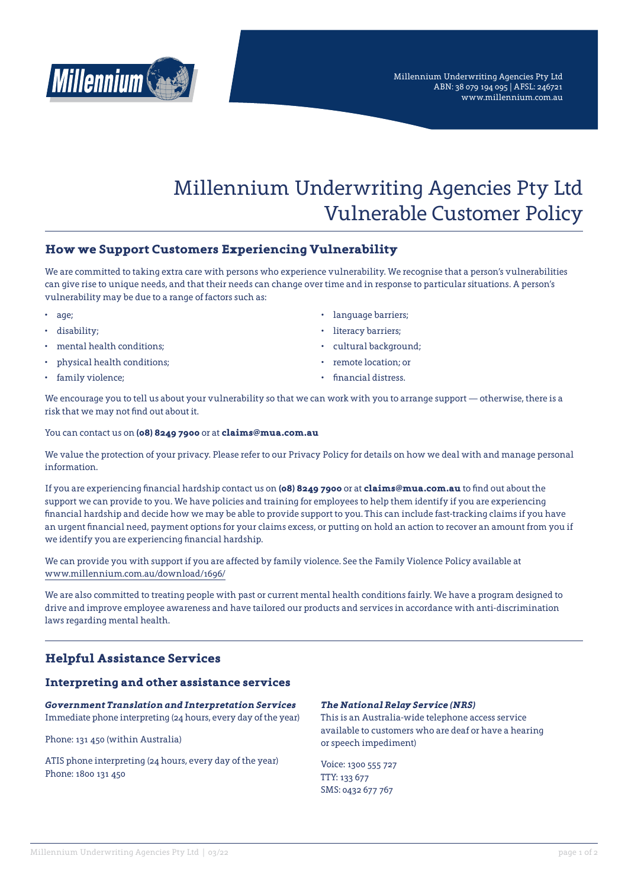Millennium Underwriting Agencies Pty Ltd
ABN: 38 079 194 095 | AFSL: 246721
www.millennium.com.au

# Millennium Underwriting Agencies Pty Ltd Vulnerable Customer Policy

## How we Support Customers Experiencing Vulnerability

We are committed to taking extra care with persons who experience vulnerability. We recognise that a person's vulnerabilities can give rise to unique needs, and that their needs can change over time and in response to particular situations. A person's vulnerability may be due to a range of factors such as:

- age;
- disability;
- mental health conditions;
- physical health conditions;
- family violence;
- language barriers;
- literacy barriers;
- cultural background;
- remote location; or
- financial distress.

We encourage you to tell us about your vulnerability so that we can work with you to arrange support — otherwise, there is a risk that we may not find out about it.

You can contact us on **(08) 8249 7900** or at **claims@mua.com.au**

We value the protection of your privacy. Please refer to our Privacy Policy for details on how we deal with and manage personal information.

If you are experiencing financial hardship contact us on **(08) 8249 7900** or at **claims@mua.com.au** to find out about the support we can provide to you. We have policies and training for employees to help them identify if you are experiencing financial hardship and decide how we may be able to provide support to you. This can include fast-tracking claims if you have an urgent financial need, payment options for your claims excess, or putting on hold an action to recover an amount from you if we identify you are experiencing financial hardship.

We can provide you with support if you are affected by family violence. See the Family Violence Policy available at www.millennium.com.au/download/1696/

We are also committed to treating people with past or current mental health conditions fairly. We have a program designed to drive and improve employee awareness and have tailored our products and services in accordance with anti-discrimination laws regarding mental health.

## Helpful Assistance Services

### Interpreting and other assistance services

***Government Translation and Interpretation Services***
Immediate phone interpreting (24 hours, every day of the year)

Phone: 131 450 (within Australia)

ATIS phone interpreting (24 hours, every day of the year)
Phone: 1800 131 450

***The National Relay Service (NRS)***
This is an Australia-wide telephone access service available to customers who are deaf or have a hearing or speech impediment)

Voice: 1300 555 727
TTY: 133 677
SMS: 0432 677 767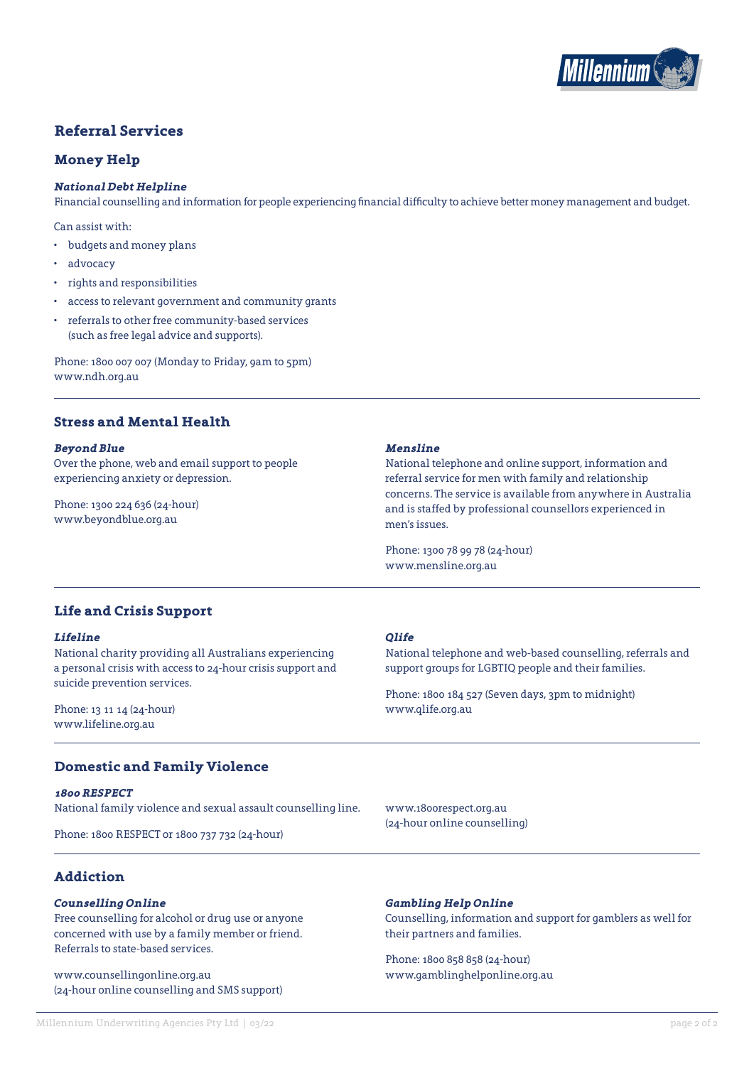## Referral Services

### Money Help

***National Debt Helpline***

Financial counselling and information for people experiencing financial difficulty to achieve better money management and budget.

Can assist with:

- budgets and money plans
- advocacy
- rights and responsibilities
- access to relevant government and community grants
- referrals to other free community-based services (such as free legal advice and supports).

Phone: 1800 007 007 (Monday to Friday, 9am to 5pm)
www.ndh.org.au

---

### Stress and Mental Health

***Beyond Blue***

Over the phone, web and email support to people experiencing anxiety or depression.

Phone: 1300 224 636 (24-hour)
www.beyondblue.org.au

***Mensline***

National telephone and online support, information and referral service for men with family and relationship concerns. The service is available from anywhere in Australia and is staffed by professional counsellors experienced in men's issues.

Phone: 1300 78 99 78 (24-hour)
www.mensline.org.au

---

### Life and Crisis Support

***Lifeline***

National charity providing all Australians experiencing a personal crisis with access to 24-hour crisis support and suicide prevention services.

Phone: 13 11 14 (24-hour)
www.lifeline.org.au

***Qlife***

National telephone and web-based counselling, referrals and support groups for LGBTIQ people and their families.

Phone: 1800 184 527 (Seven days, 3pm to midnight)
www.qlife.org.au

---

### Domestic and Family Violence

***1800 RESPECT***

National family violence and sexual assault counselling line.

Phone: 1800 RESPECT or 1800 737 732 (24-hour)

www.1800respect.org.au
(24-hour online counselling)

---

### Addiction

***Counselling Online***

Free counselling for alcohol or drug use or anyone concerned with use by a family member or friend. Referrals to state-based services.

www.counsellingonline.org.au
(24-hour online counselling and SMS support)

***Gambling Help Online***

Counselling, information and support for gamblers as well for their partners and families.

Phone: 1800 858 858 (24-hour)
www.gamblinghelponline.org.au